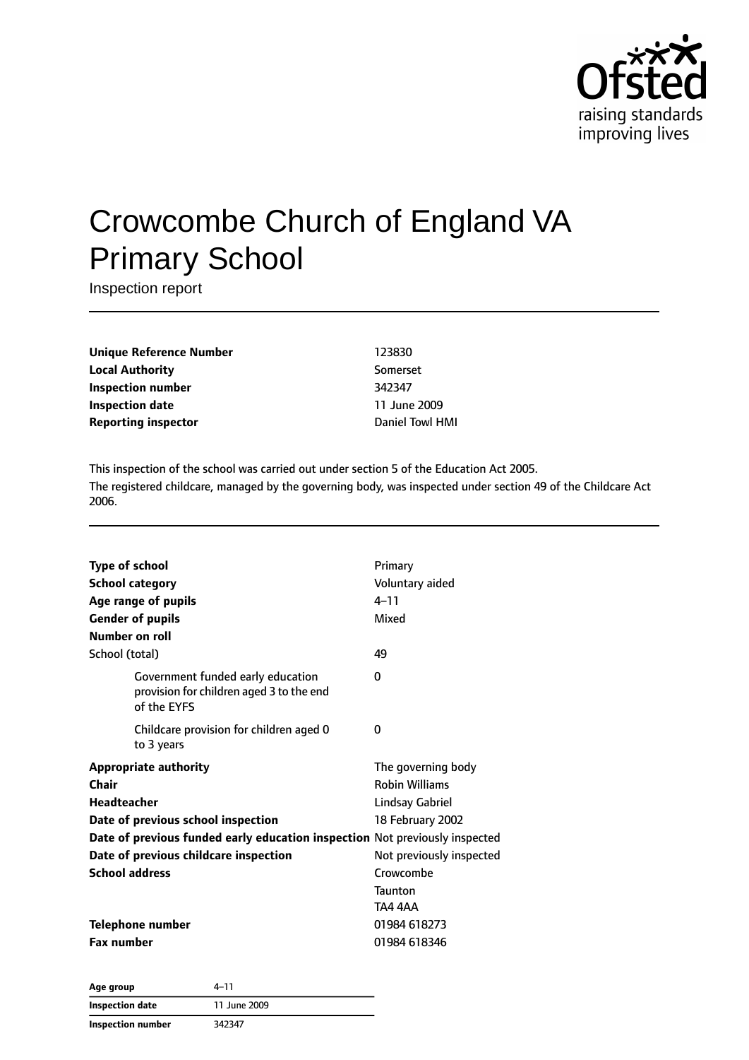# Crowcombe Church of England VA Primary School

Inspection report

| | |
|---|---|
| **Unique Reference Number** | 123830 |
| **Local Authority** | Somerset |
| **Inspection number** | 342347 |
| **Inspection date** | 11 June 2009 |
| **Reporting inspector** | Daniel Towl HMI |

This inspection of the school was carried out under section 5 of the Education Act 2005.

The registered childcare, managed by the governing body, was inspected under section 49 of the Childcare Act 2006.

| | |
|---|---|
| **Type of school** | Primary |
| **School category** | Voluntary aided |
| **Age range of pupils** | 4–11 |
| **Gender of pupils** | Mixed |
| **Number on roll** | |
| School (total) | 49 |
| Government funded early education provision for children aged 3 to the end of the EYFS | 0 |
| Childcare provision for children aged 0 to 3 years | 0 |
| **Appropriate authority** | The governing body |
| **Chair** | Robin Williams |
| **Headteacher** | Lindsay Gabriel |
| **Date of previous school inspection** | 18 February 2002 |
| **Date of previous funded early education inspection** | Not previously inspected |
| **Date of previous childcare inspection** | Not previously inspected |
| **School address** | Crowcombe<br>Taunton<br>TA4 4AA |
| **Telephone number** | 01984 618273 |
| **Fax number** | 01984 618346 |

| | |
|---|---|
| **Age group** | 4–11 |
| **Inspection date** | 11 June 2009 |
| **Inspection number** | 342347 |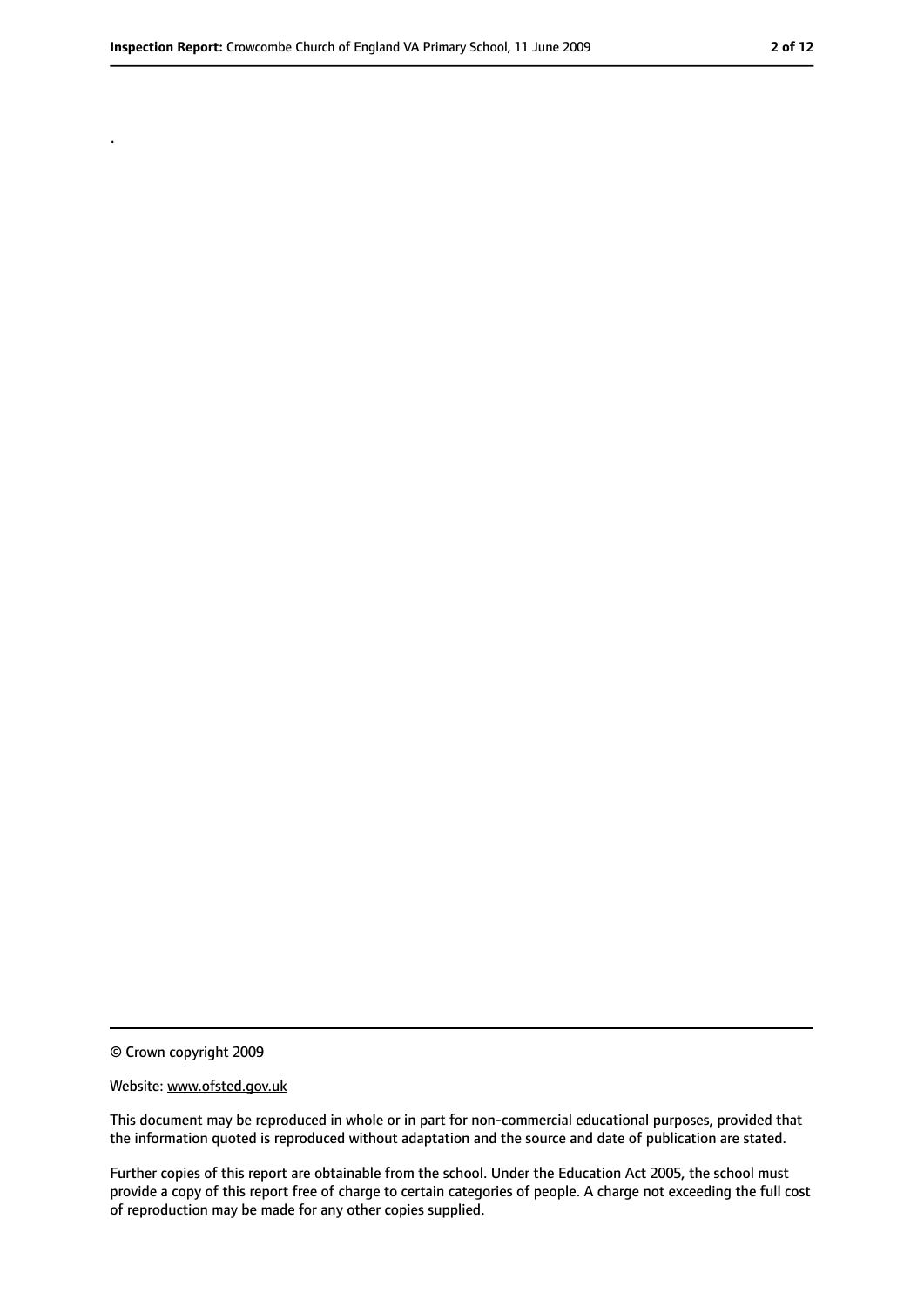.

© Crown copyright 2009

Website: www.ofsted.gov.uk

This document may be reproduced in whole or in part for non-commercial educational purposes, provided that the information quoted is reproduced without adaptation and the source and date of publication are stated.

Further copies of this report are obtainable from the school. Under the Education Act 2005, the school must provide a copy of this report free of charge to certain categories of people. A charge not exceeding the full cost of reproduction may be made for any other copies supplied.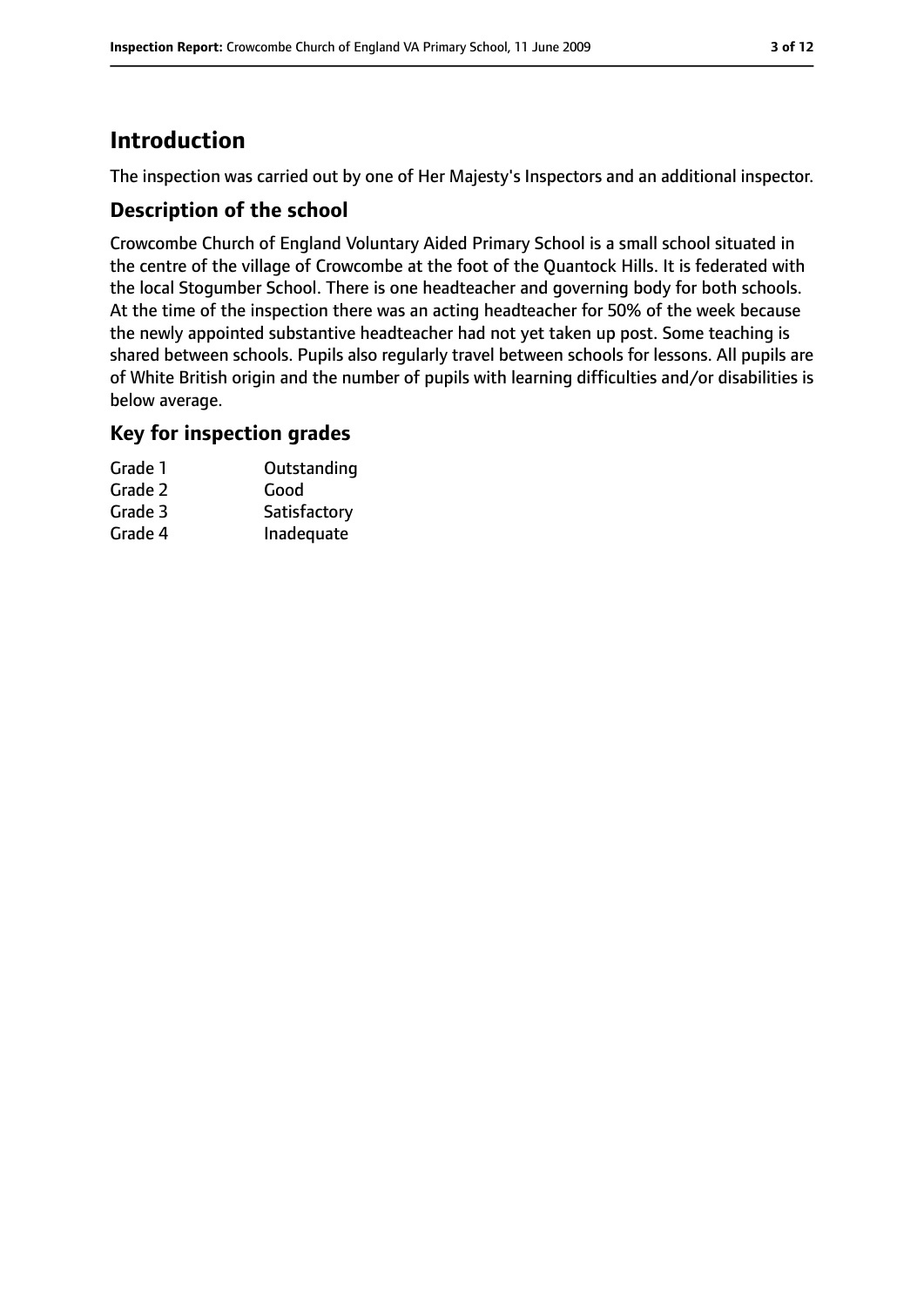# Introduction

The inspection was carried out by one of Her Majesty's Inspectors and an additional inspector.

## Description of the school

Crowcombe Church of England Voluntary Aided Primary School is a small school situated in the centre of the village of Crowcombe at the foot of the Quantock Hills. It is federated with the local Stogumber School. There is one headteacher and governing body for both schools. At the time of the inspection there was an acting headteacher for 50% of the week because the newly appointed substantive headteacher had not yet taken up post. Some teaching is shared between schools. Pupils also regularly travel between schools for lessons. All pupils are of White British origin and the number of pupils with learning difficulties and/or disabilities is below average.

## Key for inspection grades

| | |
|---|---|
| Grade 1 | Outstanding |
| Grade 2 | Good |
| Grade 3 | Satisfactory |
| Grade 4 | Inadequate |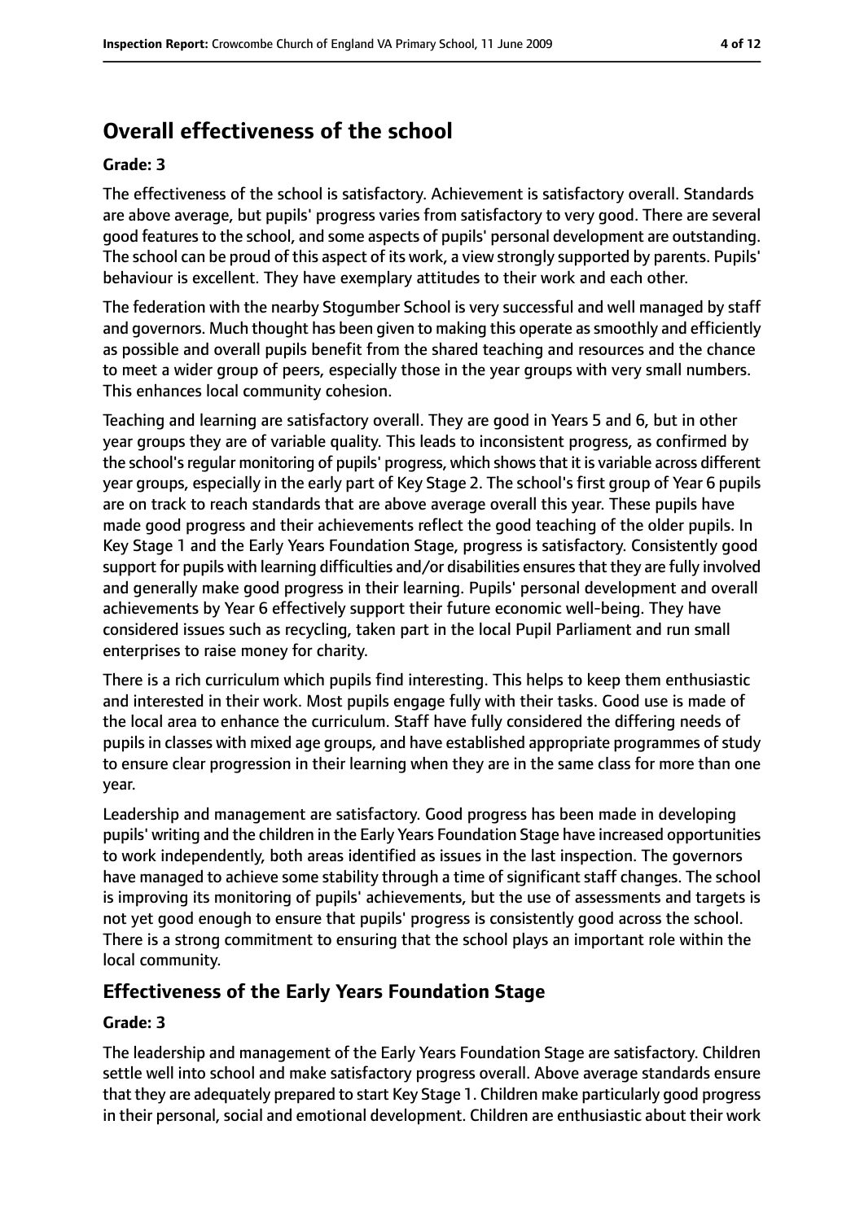## Overall effectiveness of the school

**Grade: 3**

The effectiveness of the school is satisfactory. Achievement is satisfactory overall. Standards are above average, but pupils' progress varies from satisfactory to very good. There are several good features to the school, and some aspects of pupils' personal development are outstanding. The school can be proud of this aspect of its work, a view strongly supported by parents. Pupils' behaviour is excellent. They have exemplary attitudes to their work and each other.

The federation with the nearby Stogumber School is very successful and well managed by staff and governors. Much thought has been given to making this operate as smoothly and efficiently as possible and overall pupils benefit from the shared teaching and resources and the chance to meet a wider group of peers, especially those in the year groups with very small numbers. This enhances local community cohesion.

Teaching and learning are satisfactory overall. They are good in Years 5 and 6, but in other year groups they are of variable quality. This leads to inconsistent progress, as confirmed by the school's regular monitoring of pupils' progress, which shows that it is variable across different year groups, especially in the early part of Key Stage 2. The school's first group of Year 6 pupils are on track to reach standards that are above average overall this year. These pupils have made good progress and their achievements reflect the good teaching of the older pupils. In Key Stage 1 and the Early Years Foundation Stage, progress is satisfactory. Consistently good support for pupils with learning difficulties and/or disabilities ensures that they are fully involved and generally make good progress in their learning. Pupils' personal development and overall achievements by Year 6 effectively support their future economic well-being. They have considered issues such as recycling, taken part in the local Pupil Parliament and run small enterprises to raise money for charity.

There is a rich curriculum which pupils find interesting. This helps to keep them enthusiastic and interested in their work. Most pupils engage fully with their tasks. Good use is made of the local area to enhance the curriculum. Staff have fully considered the differing needs of pupils in classes with mixed age groups, and have established appropriate programmes of study to ensure clear progression in their learning when they are in the same class for more than one year.

Leadership and management are satisfactory. Good progress has been made in developing pupils' writing and the children in the Early Years Foundation Stage have increased opportunities to work independently, both areas identified as issues in the last inspection. The governors have managed to achieve some stability through a time of significant staff changes. The school is improving its monitoring of pupils' achievements, but the use of assessments and targets is not yet good enough to ensure that pupils' progress is consistently good across the school. There is a strong commitment to ensuring that the school plays an important role within the local community.

### Effectiveness of the Early Years Foundation Stage

**Grade: 3**

The leadership and management of the Early Years Foundation Stage are satisfactory. Children settle well into school and make satisfactory progress overall. Above average standards ensure that they are adequately prepared to start Key Stage 1. Children make particularly good progress in their personal, social and emotional development. Children are enthusiastic about their work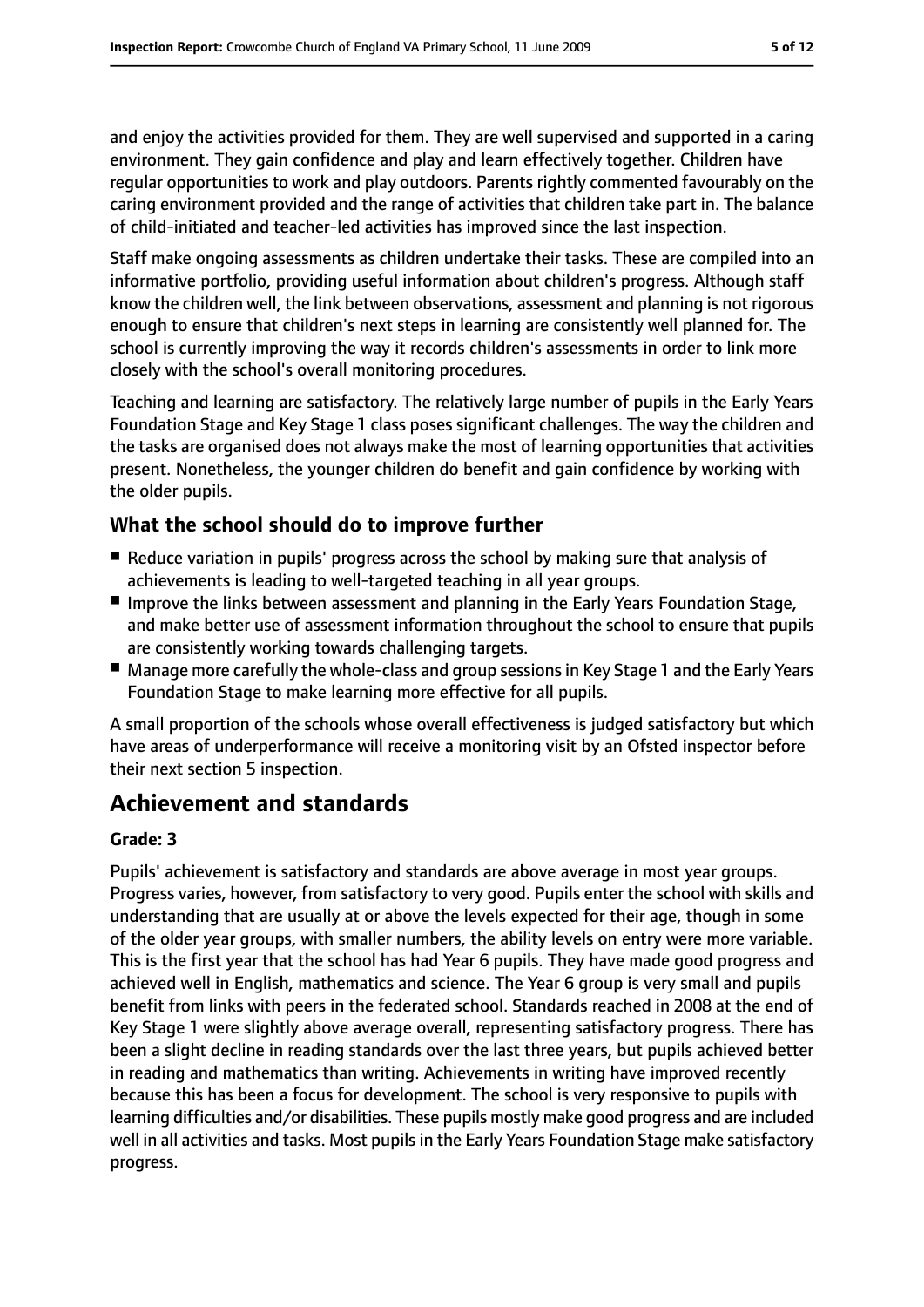and enjoy the activities provided for them. They are well supervised and supported in a caring environment. They gain confidence and play and learn effectively together. Children have regular opportunities to work and play outdoors. Parents rightly commented favourably on the caring environment provided and the range of activities that children take part in. The balance of child-initiated and teacher-led activities has improved since the last inspection.

Staff make ongoing assessments as children undertake their tasks. These are compiled into an informative portfolio, providing useful information about children's progress. Although staff know the children well, the link between observations, assessment and planning is not rigorous enough to ensure that children's next steps in learning are consistently well planned for. The school is currently improving the way it records children's assessments in order to link more closely with the school's overall monitoring procedures.

Teaching and learning are satisfactory. The relatively large number of pupils in the Early Years Foundation Stage and Key Stage 1 class poses significant challenges. The way the children and the tasks are organised does not always make the most of learning opportunities that activities present. Nonetheless, the younger children do benefit and gain confidence by working with the older pupils.

### What the school should do to improve further

- Reduce variation in pupils' progress across the school by making sure that analysis of achievements is leading to well-targeted teaching in all year groups.
- Improve the links between assessment and planning in the Early Years Foundation Stage, and make better use of assessment information throughout the school to ensure that pupils are consistently working towards challenging targets.
- Manage more carefully the whole-class and group sessions in Key Stage 1 and the Early Years Foundation Stage to make learning more effective for all pupils.

A small proportion of the schools whose overall effectiveness is judged satisfactory but which have areas of underperformance will receive a monitoring visit by an Ofsted inspector before their next section 5 inspection.

## Achievement and standards

**Grade: 3**

Pupils' achievement is satisfactory and standards are above average in most year groups. Progress varies, however, from satisfactory to very good. Pupils enter the school with skills and understanding that are usually at or above the levels expected for their age, though in some of the older year groups, with smaller numbers, the ability levels on entry were more variable. This is the first year that the school has had Year 6 pupils. They have made good progress and achieved well in English, mathematics and science. The Year 6 group is very small and pupils benefit from links with peers in the federated school. Standards reached in 2008 at the end of Key Stage 1 were slightly above average overall, representing satisfactory progress. There has been a slight decline in reading standards over the last three years, but pupils achieved better in reading and mathematics than writing. Achievements in writing have improved recently because this has been a focus for development. The school is very responsive to pupils with learning difficulties and/or disabilities. These pupils mostly make good progress and are included well in all activities and tasks. Most pupils in the Early Years Foundation Stage make satisfactory progress.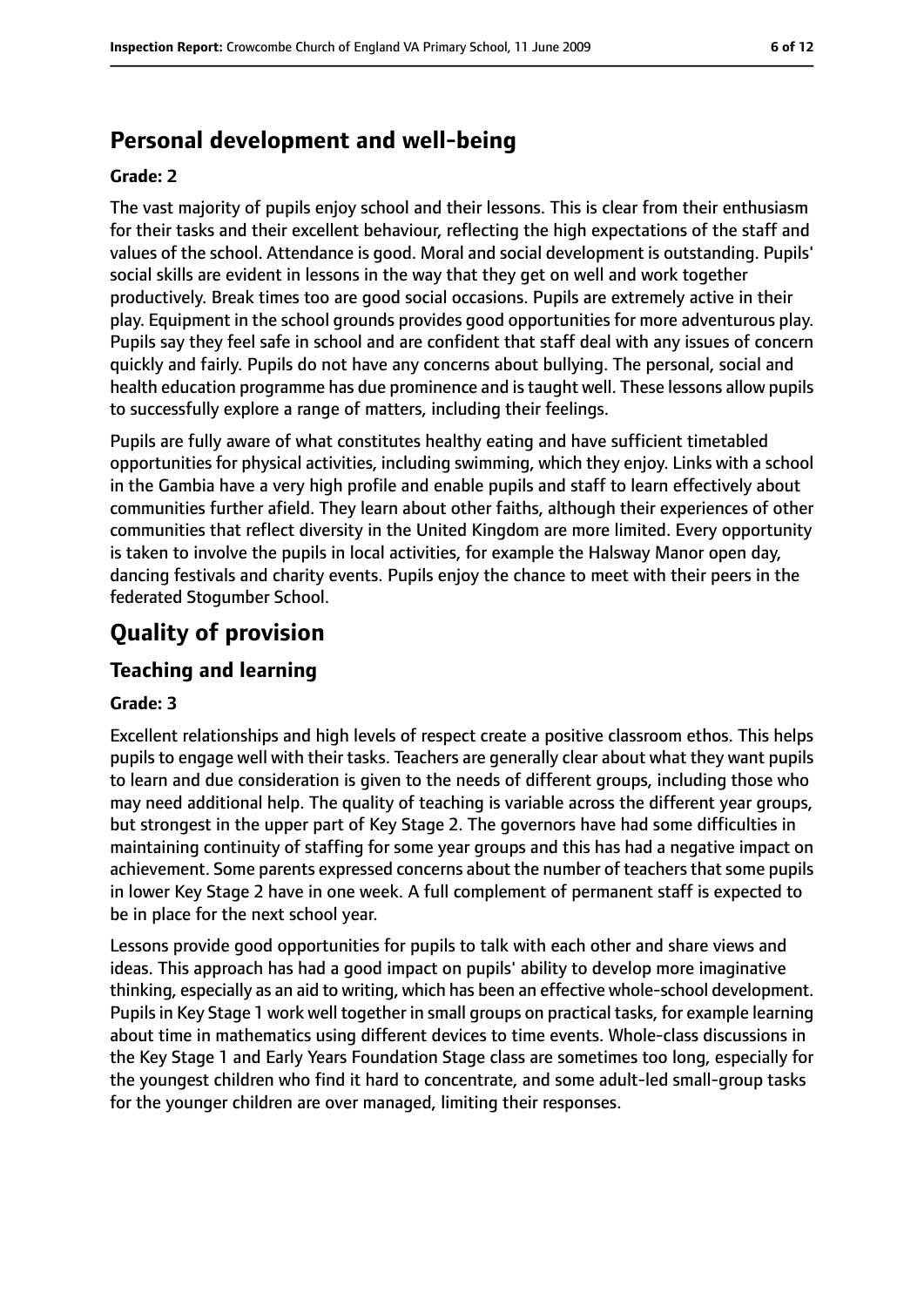## Personal development and well-being

**Grade: 2**

The vast majority of pupils enjoy school and their lessons. This is clear from their enthusiasm for their tasks and their excellent behaviour, reflecting the high expectations of the staff and values of the school. Attendance is good. Moral and social development is outstanding. Pupils' social skills are evident in lessons in the way that they get on well and work together productively. Break times too are good social occasions. Pupils are extremely active in their play. Equipment in the school grounds provides good opportunities for more adventurous play. Pupils say they feel safe in school and are confident that staff deal with any issues of concern quickly and fairly. Pupils do not have any concerns about bullying. The personal, social and health education programme has due prominence and is taught well. These lessons allow pupils to successfully explore a range of matters, including their feelings.

Pupils are fully aware of what constitutes healthy eating and have sufficient timetabled opportunities for physical activities, including swimming, which they enjoy. Links with a school in the Gambia have a very high profile and enable pupils and staff to learn effectively about communities further afield. They learn about other faiths, although their experiences of other communities that reflect diversity in the United Kingdom are more limited. Every opportunity is taken to involve the pupils in local activities, for example the Halsway Manor open day, dancing festivals and charity events. Pupils enjoy the chance to meet with their peers in the federated Stogumber School.

# Quality of provision

## Teaching and learning

**Grade: 3**

Excellent relationships and high levels of respect create a positive classroom ethos. This helps pupils to engage well with their tasks. Teachers are generally clear about what they want pupils to learn and due consideration is given to the needs of different groups, including those who may need additional help. The quality of teaching is variable across the different year groups, but strongest in the upper part of Key Stage 2. The governors have had some difficulties in maintaining continuity of staffing for some year groups and this has had a negative impact on achievement. Some parents expressed concerns about the number of teachers that some pupils in lower Key Stage 2 have in one week. A full complement of permanent staff is expected to be in place for the next school year.

Lessons provide good opportunities for pupils to talk with each other and share views and ideas. This approach has had a good impact on pupils' ability to develop more imaginative thinking, especially as an aid to writing, which has been an effective whole-school development. Pupils in Key Stage 1 work well together in small groups on practical tasks, for example learning about time in mathematics using different devices to time events. Whole-class discussions in the Key Stage 1 and Early Years Foundation Stage class are sometimes too long, especially for the youngest children who find it hard to concentrate, and some adult-led small-group tasks for the younger children are over managed, limiting their responses.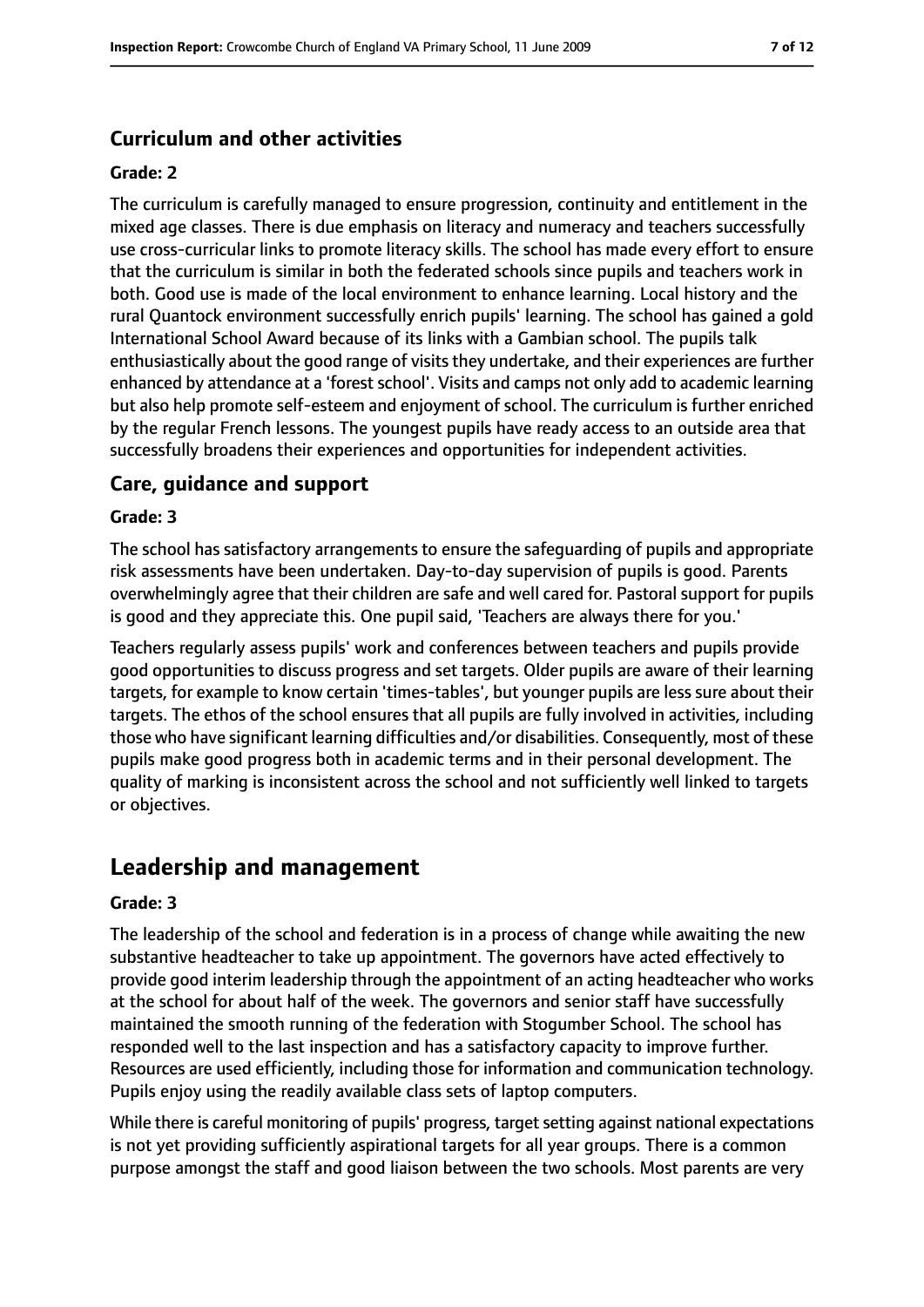### Curriculum and other activities

#### Grade: 2

The curriculum is carefully managed to ensure progression, continuity and entitlement in the mixed age classes. There is due emphasis on literacy and numeracy and teachers successfully use cross-curricular links to promote literacy skills. The school has made every effort to ensure that the curriculum is similar in both the federated schools since pupils and teachers work in both. Good use is made of the local environment to enhance learning. Local history and the rural Quantock environment successfully enrich pupils' learning. The school has gained a gold International School Award because of its links with a Gambian school. The pupils talk enthusiastically about the good range of visits they undertake, and their experiences are further enhanced by attendance at a 'forest school'. Visits and camps not only add to academic learning but also help promote self-esteem and enjoyment of school. The curriculum is further enriched by the regular French lessons. The youngest pupils have ready access to an outside area that successfully broadens their experiences and opportunities for independent activities.

### Care, guidance and support

#### Grade: 3

The school has satisfactory arrangements to ensure the safeguarding of pupils and appropriate risk assessments have been undertaken. Day-to-day supervision of pupils is good. Parents overwhelmingly agree that their children are safe and well cared for. Pastoral support for pupils is good and they appreciate this. One pupil said, 'Teachers are always there for you.'

Teachers regularly assess pupils' work and conferences between teachers and pupils provide good opportunities to discuss progress and set targets. Older pupils are aware of their learning targets, for example to know certain 'times-tables', but younger pupils are less sure about their targets. The ethos of the school ensures that all pupils are fully involved in activities, including those who have significant learning difficulties and/or disabilities. Consequently, most of these pupils make good progress both in academic terms and in their personal development. The quality of marking is inconsistent across the school and not sufficiently well linked to targets or objectives.

## Leadership and management

#### Grade: 3

The leadership of the school and federation is in a process of change while awaiting the new substantive headteacher to take up appointment. The governors have acted effectively to provide good interim leadership through the appointment of an acting headteacher who works at the school for about half of the week. The governors and senior staff have successfully maintained the smooth running of the federation with Stogumber School. The school has responded well to the last inspection and has a satisfactory capacity to improve further. Resources are used efficiently, including those for information and communication technology. Pupils enjoy using the readily available class sets of laptop computers.

While there is careful monitoring of pupils' progress, target setting against national expectations is not yet providing sufficiently aspirational targets for all year groups. There is a common purpose amongst the staff and good liaison between the two schools. Most parents are very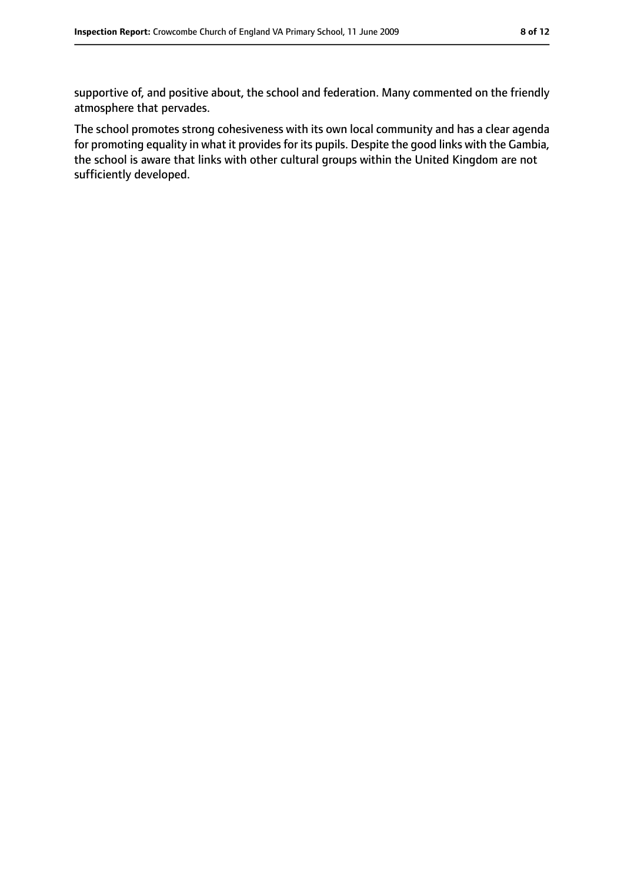supportive of, and positive about, the school and federation. Many commented on the friendly atmosphere that pervades.

The school promotes strong cohesiveness with its own local community and has a clear agenda for promoting equality in what it provides for its pupils. Despite the good links with the Gambia, the school is aware that links with other cultural groups within the United Kingdom are not sufficiently developed.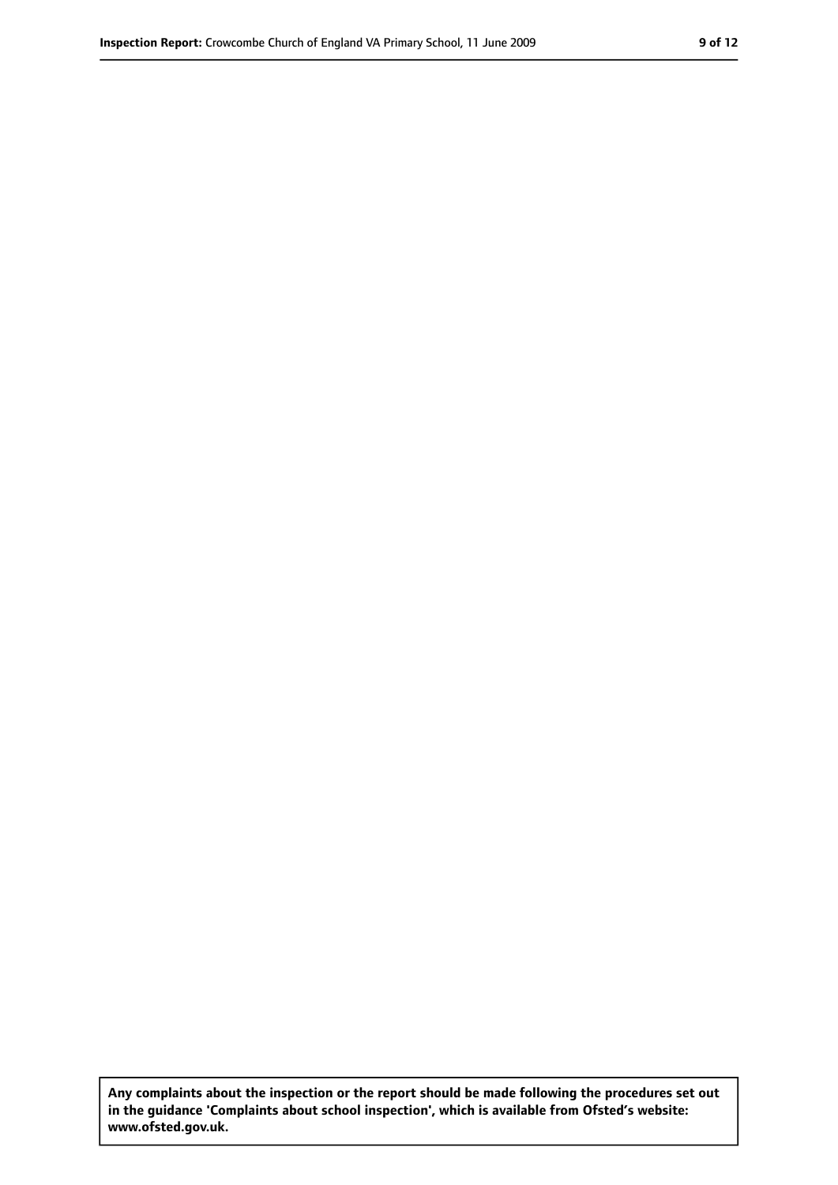**Any complaints about the inspection or the report should be made following the procedures set out in the guidance 'Complaints about school inspection', which is available from Ofsted's website: www.ofsted.gov.uk.**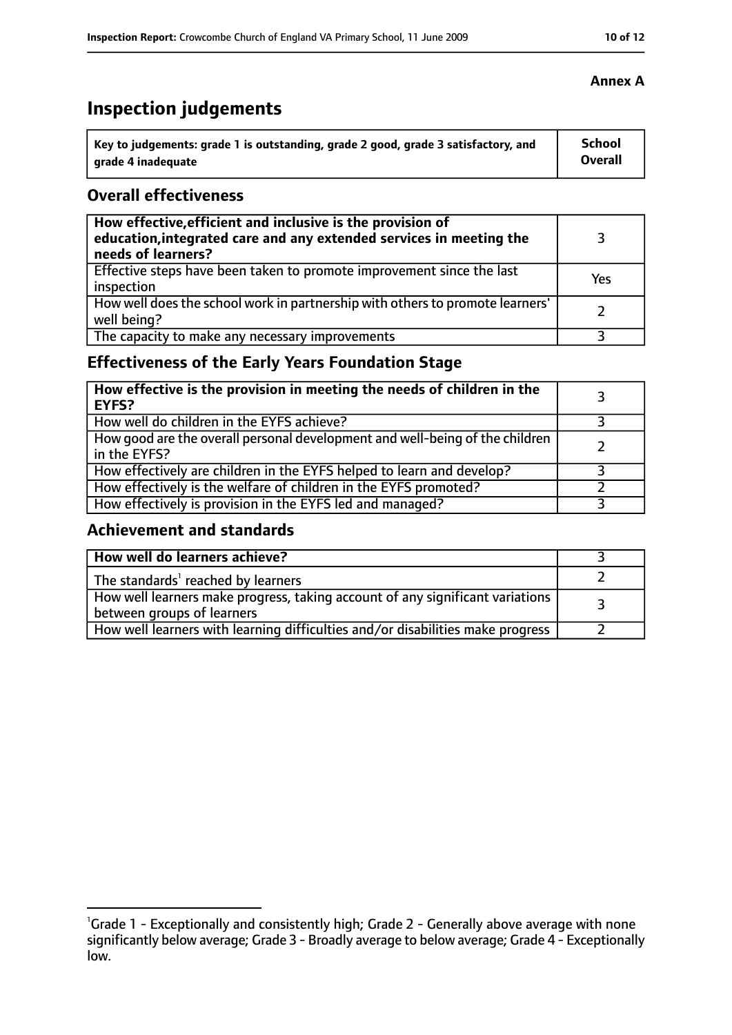**Annex A**

# Inspection judgements

| Key to judgements: grade 1 is outstanding, grade 2 good, grade 3 satisfactory, and grade 4 inadequate | School Overall |
|---|---|

## Overall effectiveness

| | |
|---|---|
| **How effective, efficient and inclusive is the provision of education, integrated care and any extended services in meeting the needs of learners?** | 3 |
| Effective steps have been taken to promote improvement since the last inspection | Yes |
| How well does the school work in partnership with others to promote learners' well being? | 2 |
| The capacity to make any necessary improvements | 3 |

## Effectiveness of the Early Years Foundation Stage

| | |
|---|---|
| **How effective is the provision in meeting the needs of children in the EYFS?** | 3 |
| How well do children in the EYFS achieve? | 3 |
| How good are the overall personal development and well-being of the children in the EYFS? | 2 |
| How effectively are children in the EYFS helped to learn and develop? | 3 |
| How effectively is the welfare of children in the EYFS promoted? | 2 |
| How effectively is provision in the EYFS led and managed? | 3 |

## Achievement and standards

| | |
|---|---|
| **How well do learners achieve?** | 3 |
| The standards[1] reached by learners | 2 |
| How well learners make progress, taking account of any significant variations between groups of learners | 3 |
| How well learners with learning difficulties and/or disabilities make progress | 2 |

[1]Grade 1 - Exceptionally and consistently high; Grade 2 - Generally above average with none significantly below average; Grade 3 - Broadly average to below average; Grade 4 - Exceptionally low.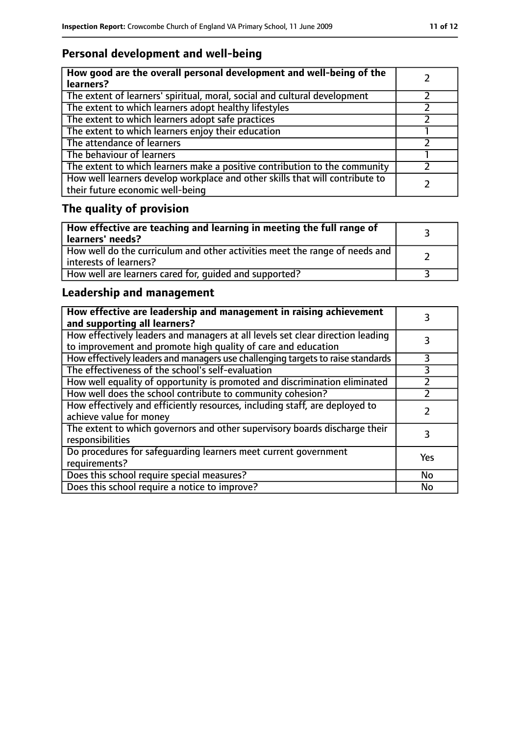## Personal development and well-being

| How good are the overall personal development and well-being of the learners? | 2 |
|---|---|
| The extent of learners' spiritual, moral, social and cultural development | 2 |
| The extent to which learners adopt healthy lifestyles | 2 |
| The extent to which learners adopt safe practices | 2 |
| The extent to which learners enjoy their education | 1 |
| The attendance of learners | 2 |
| The behaviour of learners | 1 |
| The extent to which learners make a positive contribution to the community | 2 |
| How well learners develop workplace and other skills that will contribute to their future economic well-being | 2 |

## The quality of provision

| How effective are teaching and learning in meeting the full range of learners' needs? | 3 |
|---|---|
| How well do the curriculum and other activities meet the range of needs and interests of learners? | 2 |
| How well are learners cared for, guided and supported? | 3 |

## Leadership and management

| How effective are leadership and management in raising achievement and supporting all learners? | 3 |
|---|---|
| How effectively leaders and managers at all levels set clear direction leading to improvement and promote high quality of care and education | 3 |
| How effectively leaders and managers use challenging targets to raise standards | 3 |
| The effectiveness of the school's self-evaluation | 3 |
| How well equality of opportunity is promoted and discrimination eliminated | 2 |
| How well does the school contribute to community cohesion? | 2 |
| How effectively and efficiently resources, including staff, are deployed to achieve value for money | 2 |
| The extent to which governors and other supervisory boards discharge their responsibilities | 3 |
| Do procedures for safeguarding learners meet current government requirements? | Yes |
| Does this school require special measures? | No |
| Does this school require a notice to improve? | No |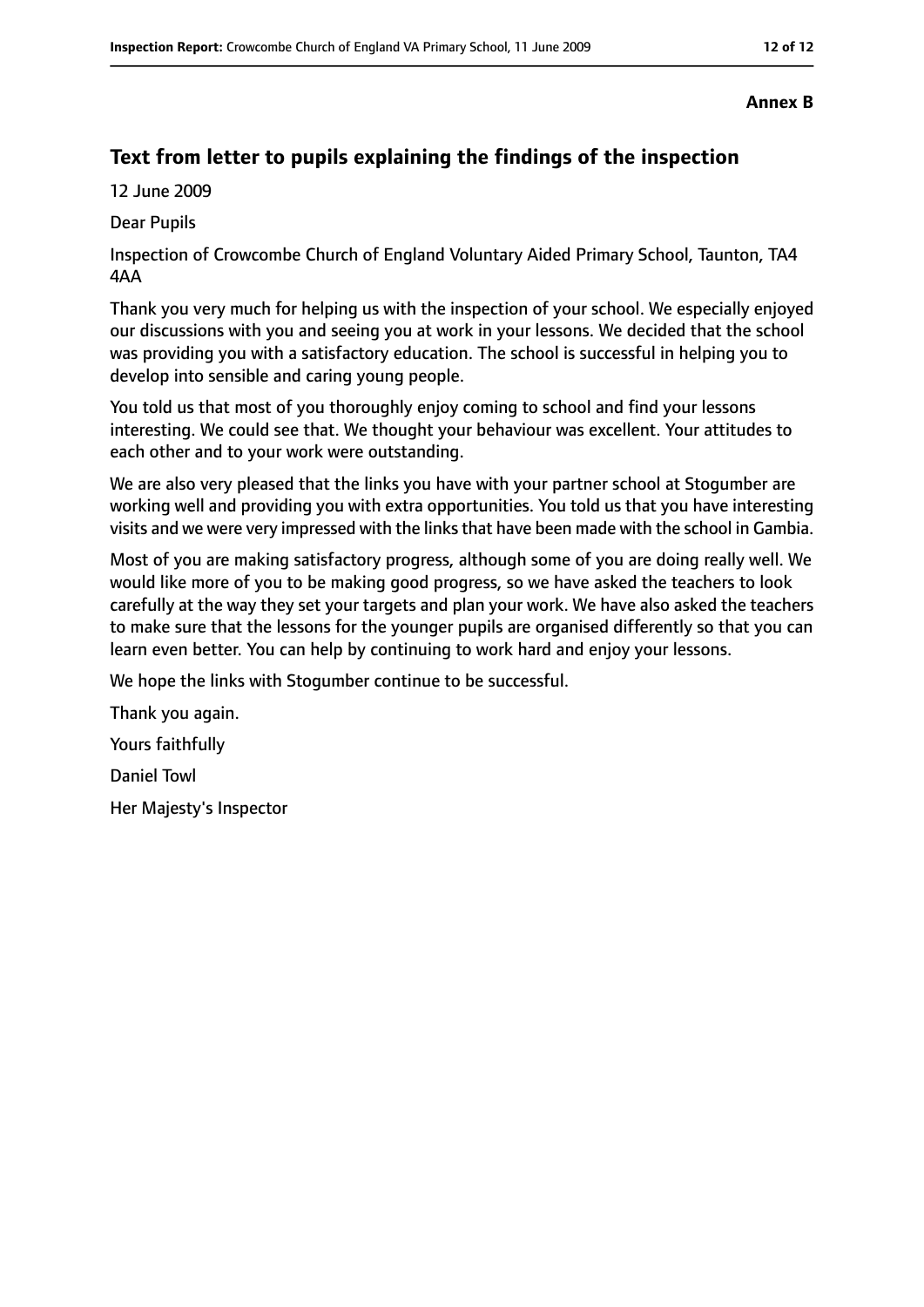**Annex B**

## Text from letter to pupils explaining the findings of the inspection

12 June 2009

Dear Pupils

Inspection of Crowcombe Church of England Voluntary Aided Primary School, Taunton, TA4 4AA

Thank you very much for helping us with the inspection of your school. We especially enjoyed our discussions with you and seeing you at work in your lessons. We decided that the school was providing you with a satisfactory education. The school is successful in helping you to develop into sensible and caring young people.

You told us that most of you thoroughly enjoy coming to school and find your lessons interesting. We could see that. We thought your behaviour was excellent. Your attitudes to each other and to your work were outstanding.

We are also very pleased that the links you have with your partner school at Stogumber are working well and providing you with extra opportunities. You told us that you have interesting visits and we were very impressed with the links that have been made with the school in Gambia.

Most of you are making satisfactory progress, although some of you are doing really well. We would like more of you to be making good progress, so we have asked the teachers to look carefully at the way they set your targets and plan your work. We have also asked the teachers to make sure that the lessons for the younger pupils are organised differently so that you can learn even better. You can help by continuing to work hard and enjoy your lessons.

We hope the links with Stogumber continue to be successful.

Thank you again.

Yours faithfully

Daniel Towl

Her Majesty's Inspector